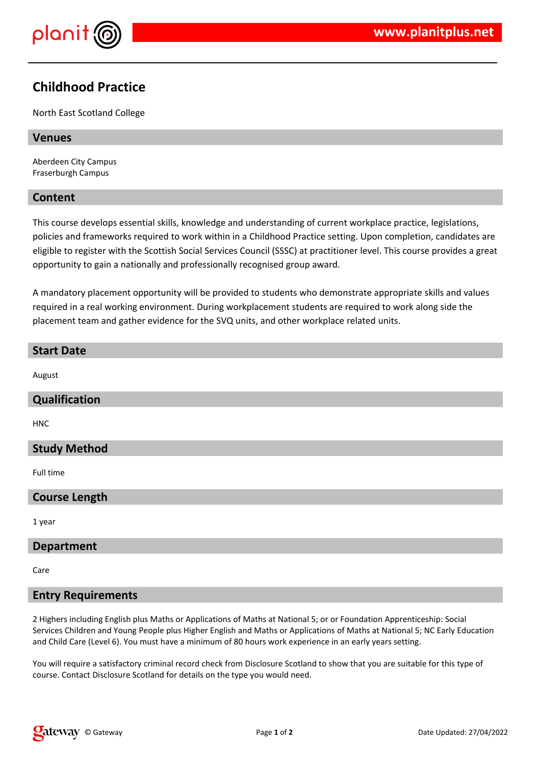# Childhood Practice

North East Scotland College

## Venues

Aberdeen City Campus
Fraserburgh Campus

## Content

This course develops essential skills, knowledge and understanding of current workplace practice, legislations, policies and frameworks required to work within in a Childhood Practice setting. Upon completion, candidates are eligible to register with the Scottish Social Services Council (SSSC) at practitioner level. This course provides a great opportunity to gain a nationally and professionally recognised group award.

A mandatory placement opportunity will be provided to students who demonstrate appropriate skills and values required in a real working environment. During workplacement students are required to work along side the placement team and gather evidence for the SVQ units, and other workplace related units.

## Start Date

August

## Qualification

HNC

## Study Method

Full time

## Course Length

1 year

## Department

Care

## Entry Requirements

2 Highers including English plus Maths or Applications of Maths at National 5; or or Foundation Apprenticeship: Social Services Children and Young People plus Higher English and Maths or Applications of Maths at National 5; NC Early Education and Child Care (Level 6). You must have a minimum of 80 hours work experience in an early years setting.

You will require a satisfactory criminal record check from Disclosure Scotland to show that you are suitable for this type of course. Contact Disclosure Scotland for details on the type you would need.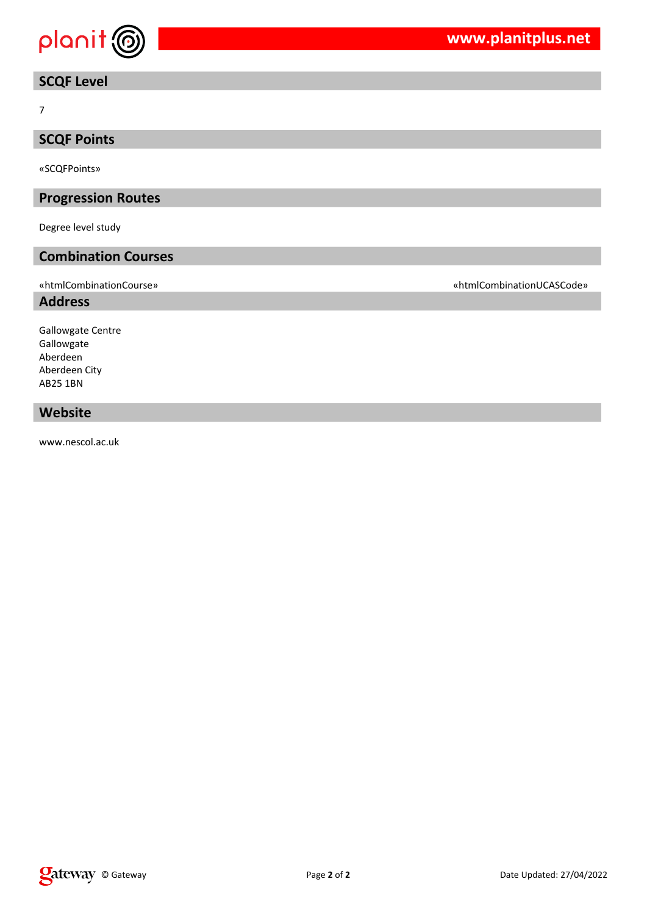## SCQF Level

7

## SCQF Points

«SCQFPoints»

## Progression Routes

Degree level study

## Combination Courses

«htmlCombinationCourse» «htmlCombinationUCASCode»

## Address

Gallowgate Centre
Gallowgate
Aberdeen
Aberdeen City
AB25 1BN

## Website

www.nescol.ac.uk